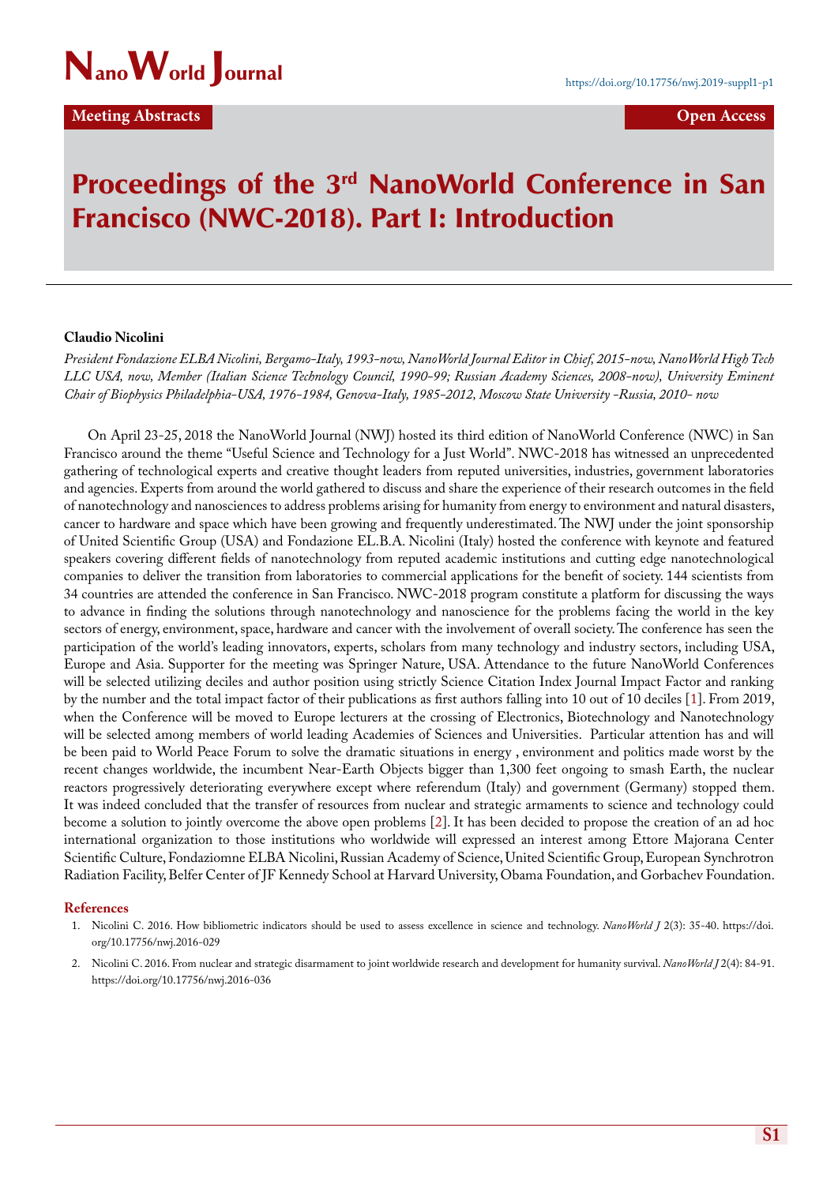Meeting Abstracts

Open Access

# Proceedings of the 3rd NanoWorld Conference in San Francisco (NWC-2018). Part I: Introduction

**Claudio Nicolini**

*President Fondazione ELBA Nicolini, Bergamo-Italy, 1993-now, NanoWorld Journal Editor in Chief, 2015-now, NanoWorld High Tech LLC USA, now, Member (Italian Science Technology Council, 1990-99; Russian Academy Sciences, 2008-now), University Eminent Chair of Biophysics Philadelphia-USA, 1976-1984, Genova-Italy, 1985-2012, Moscow State University -Russia, 2010- now*

On April 23-25, 2018 the NanoWorld Journal (NWJ) hosted its third edition of NanoWorld Conference (NWC) in San Francisco around the theme "Useful Science and Technology for a Just World". NWC-2018 has witnessed an unprecedented gathering of technological experts and creative thought leaders from reputed universities, industries, government laboratories and agencies. Experts from around the world gathered to discuss and share the experience of their research outcomes in the field of nanotechnology and nanosciences to address problems arising for humanity from energy to environment and natural disasters, cancer to hardware and space which have been growing and frequently underestimated. The NWJ under the joint sponsorship of United Scientific Group (USA) and Fondazione EL.B.A. Nicolini (Italy) hosted the conference with keynote and featured speakers covering different fields of nanotechnology from reputed academic institutions and cutting edge nanotechnological companies to deliver the transition from laboratories to commercial applications for the benefit of society. 144 scientists from 34 countries are attended the conference in San Francisco. NWC-2018 program constitute a platform for discussing the ways to advance in finding the solutions through nanotechnology and nanoscience for the problems facing the world in the key sectors of energy, environment, space, hardware and cancer with the involvement of overall society. The conference has seen the participation of the world's leading innovators, experts, scholars from many technology and industry sectors, including USA, Europe and Asia. Supporter for the meeting was Springer Nature, USA. Attendance to the future NanoWorld Conferences will be selected utilizing deciles and author position using strictly Science Citation Index Journal Impact Factor and ranking by the number and the total impact factor of their publications as first authors falling into 10 out of 10 deciles [1]. From 2019, when the Conference will be moved to Europe lecturers at the crossing of Electronics, Biotechnology and Nanotechnology will be selected among members of world leading Academies of Sciences and Universities. Particular attention has and will be been paid to World Peace Forum to solve the dramatic situations in energy , environment and politics made worst by the recent changes worldwide, the incumbent Near-Earth Objects bigger than 1,300 feet ongoing to smash Earth, the nuclear reactors progressively deteriorating everywhere except where referendum (Italy) and government (Germany) stopped them. It was indeed concluded that the transfer of resources from nuclear and strategic armaments to science and technology could become a solution to jointly overcome the above open problems [2]. It has been decided to propose the creation of an ad hoc international organization to those institutions who worldwide will expressed an interest among Ettore Majorana Center Scientific Culture, Fondaziomne ELBA Nicolini, Russian Academy of Science, United Scientific Group, European Synchrotron Radiation Facility, Belfer Center of JF Kennedy School at Harvard University, Obama Foundation, and Gorbachev Foundation.

## References

1. Nicolini C. 2016. How bibliometric indicators should be used to assess excellence in science and technology. *NanoWorld J* 2(3): 35-40. https://doi.org/10.17756/nwj.2016-029
2. Nicolini C. 2016. From nuclear and strategic disarmament to joint worldwide research and development for humanity survival. *NanoWorld J* 2(4): 84-91. https://doi.org/10.17756/nwj.2016-036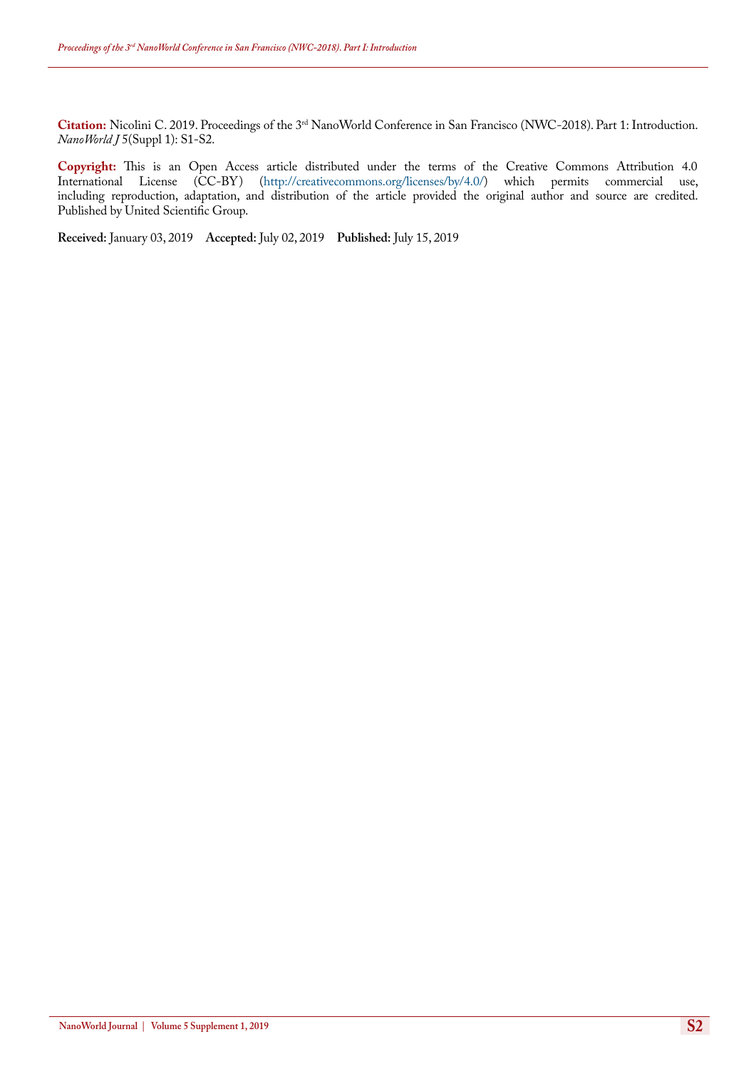**Citation:** Nicolini C. 2019. Proceedings of the 3rd NanoWorld Conference in San Francisco (NWC-2018). Part 1: Introduction. *NanoWorld J* 5(Suppl 1): S1-S2.

**Copyright:** This is an Open Access article distributed under the terms of the Creative Commons Attribution 4.0 International License (CC-BY) (http://creativecommons.org/licenses/by/4.0/) which permits commercial use, including reproduction, adaptation, and distribution of the article provided the original author and source are credited. Published by United Scientific Group.

**Received:** January 03, 2019 **Accepted:** July 02, 2019 **Published:** July 15, 2019